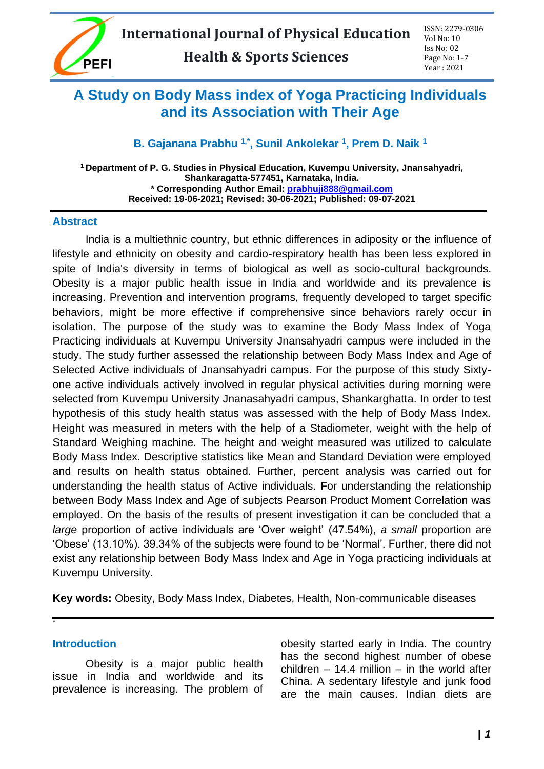# A Study on Body Mass index of Yoga Practicing Individuals and its Association with Their Age

**B. Gajanana Prabhu [1,*], Sunil Ankolekar [1], Prem D. Naik [1]**

[1] Department of P. G. Studies in Physical Education, Kuvempu University, Jnansahyadri, Shankaragatta-577451, Karnataka, India.
\* Corresponding Author Email: prabhuji888@gmail.com
Received: 19-06-2021; Revised: 30-06-2021; Published: 09-07-2021

## Abstract

India is a multiethnic country, but ethnic differences in adiposity or the influence of lifestyle and ethnicity on obesity and cardio-respiratory health has been less explored in spite of India's diversity in terms of biological as well as socio-cultural backgrounds. Obesity is a major public health issue in India and worldwide and its prevalence is increasing. Prevention and intervention programs, frequently developed to target specific behaviors, might be more effective if comprehensive since behaviors rarely occur in isolation. The purpose of the study was to examine the Body Mass Index of Yoga Practicing individuals at Kuvempu University Jnansahyadri campus were included in the study. The study further assessed the relationship between Body Mass Index and Age of Selected Active individuals of Jnansahyadri campus. For the purpose of this study Sixty-one active individuals actively involved in regular physical activities during morning were selected from Kuvempu University Jnanasahyadri campus, Shankarghatta. In order to test hypothesis of this study health status was assessed with the help of Body Mass Index. Height was measured in meters with the help of a Stadiometer, weight with the help of Standard Weighing machine. The height and weight measured was utilized to calculate Body Mass Index. Descriptive statistics like Mean and Standard Deviation were employed and results on health status obtained. Further, percent analysis was carried out for understanding the health status of Active individuals. For understanding the relationship between Body Mass Index and Age of subjects Pearson Product Moment Correlation was employed. On the basis of the results of present investigation it can be concluded that a *large* proportion of active individuals are 'Over weight' (47.54%), *a small* proportion are 'Obese' (13.10%). 39.34% of the subjects were found to be 'Normal'. Further, there did not exist any relationship between Body Mass Index and Age in Yoga practicing individuals at Kuvempu University.

**Key words:** Obesity, Body Mass Index, Diabetes, Health, Non-communicable diseases

## Introduction

Obesity is a major public health issue in India and worldwide and its prevalence is increasing. The problem of obesity started early in India. The country has the second highest number of obese children – 14.4 million – in the world after China. A sedentary lifestyle and junk food are the main causes. Indian diets are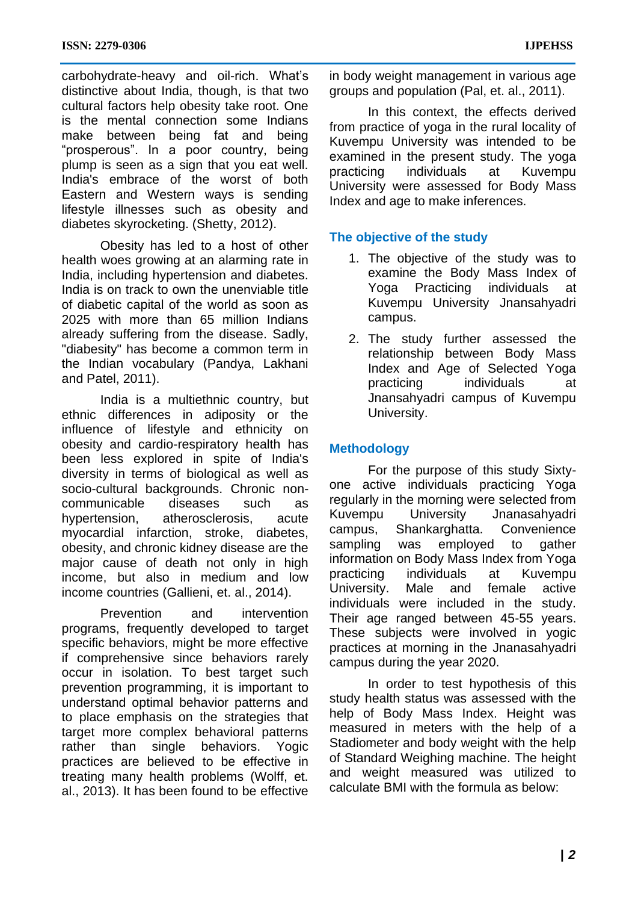carbohydrate-heavy and oil-rich. What's distinctive about India, though, is that two cultural factors help obesity take root. One is the mental connection some Indians make between being fat and being "prosperous". In a poor country, being plump is seen as a sign that you eat well. India's embrace of the worst of both Eastern and Western ways is sending lifestyle illnesses such as obesity and diabetes skyrocketing. (Shetty, 2012).

Obesity has led to a host of other health woes growing at an alarming rate in India, including hypertension and diabetes. India is on track to own the unenviable title of diabetic capital of the world as soon as 2025 with more than 65 million Indians already suffering from the disease. Sadly, "diabesity" has become a common term in the Indian vocabulary (Pandya, Lakhani and Patel, 2011).

India is a multiethnic country, but ethnic differences in adiposity or the influence of lifestyle and ethnicity on obesity and cardio-respiratory health has been less explored in spite of India's diversity in terms of biological as well as socio-cultural backgrounds. Chronic non-communicable diseases such as hypertension, atherosclerosis, acute myocardial infarction, stroke, diabetes, obesity, and chronic kidney disease are the major cause of death not only in high income, but also in medium and low income countries (Gallieni, et. al., 2014).

Prevention and intervention programs, frequently developed to target specific behaviors, might be more effective if comprehensive since behaviors rarely occur in isolation. To best target such prevention programming, it is important to understand optimal behavior patterns and to place emphasis on the strategies that target more complex behavioral patterns rather than single behaviors. Yogic practices are believed to be effective in treating many health problems (Wolff, et. al., 2013). It has been found to be effective in body weight management in various age groups and population (Pal, et. al., 2011).

In this context, the effects derived from practice of yoga in the rural locality of Kuvempu University was intended to be examined in the present study. The yoga practicing individuals at Kuvempu University were assessed for Body Mass Index and age to make inferences.

## The objective of the study

1. The objective of the study was to examine the Body Mass Index of Yoga Practicing individuals at Kuvempu University Jnansahyadri campus.
2. The study further assessed the relationship between Body Mass Index and Age of Selected Yoga practicing individuals at Jnansahyadri campus of Kuvempu University.

## Methodology

For the purpose of this study Sixty-one active individuals practicing Yoga regularly in the morning were selected from Kuvempu University Jnanasahyadri campus, Shankarghatta. Convenience sampling was employed to gather information on Body Mass Index from Yoga practicing individuals at Kuvempu University. Male and female active individuals were included in the study. Their age ranged between 45-55 years. These subjects were involved in yogic practices at morning in the Jnanasahyadri campus during the year 2020.

In order to test hypothesis of this study health status was assessed with the help of Body Mass Index. Height was measured in meters with the help of a Stadiometer and body weight with the help of Standard Weighing machine. The height and weight measured was utilized to calculate BMI with the formula as below: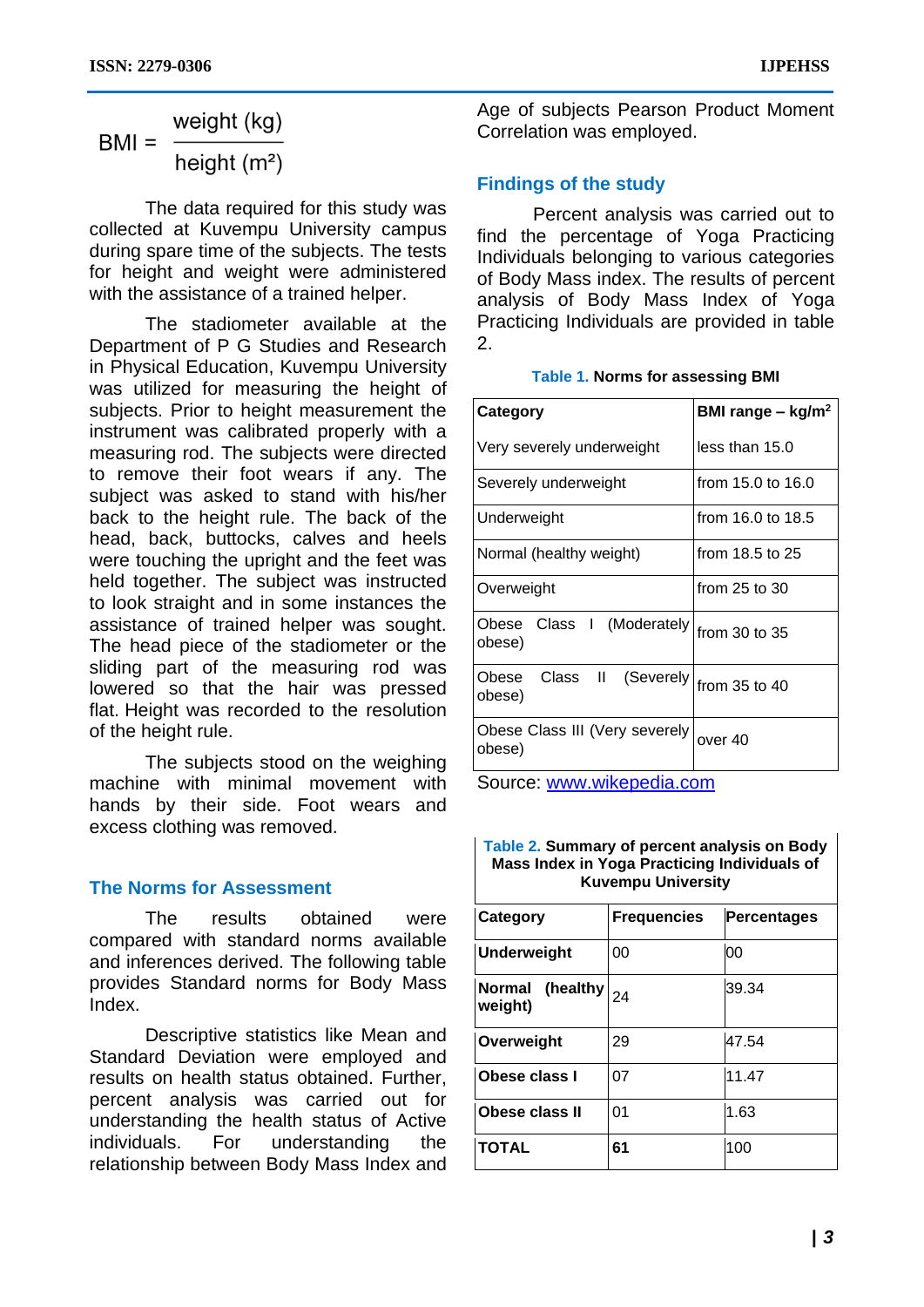$$BMI = \frac{\text{weight (kg)}}{\text{height (m}^2\text{)}}$$

The data required for this study was collected at Kuvempu University campus during spare time of the subjects. The tests for height and weight were administered with the assistance of a trained helper.

The stadiometer available at the Department of P G Studies and Research in Physical Education, Kuvempu University was utilized for measuring the height of subjects. Prior to height measurement the instrument was calibrated properly with a measuring rod. The subjects were directed to remove their foot wears if any. The subject was asked to stand with his/her back to the height rule. The back of the head, back, buttocks, calves and heels were touching the upright and the feet was held together. The subject was instructed to look straight and in some instances the assistance of trained helper was sought. The head piece of the stadiometer or the sliding part of the measuring rod was lowered so that the hair was pressed flat. Height was recorded to the resolution of the height rule.

The subjects stood on the weighing machine with minimal movement with hands by their side. Foot wears and excess clothing was removed.

## The Norms for Assessment

The results obtained were compared with standard norms available and inferences derived. The following table provides Standard norms for Body Mass Index.

Descriptive statistics like Mean and Standard Deviation were employed and results on health status obtained. Further, percent analysis was carried out for understanding the health status of Active individuals. For understanding the relationship between Body Mass Index and Age of subjects Pearson Product Moment Correlation was employed.

## Findings of the study

Percent analysis was carried out to find the percentage of Yoga Practicing Individuals belonging to various categories of Body Mass index. The results of percent analysis of Body Mass Index of Yoga Practicing Individuals are provided in table 2.

**Table 1. Norms for assessing BMI**

| Category | BMI range – kg/m$^2$ |
|---|---|
| Very severely underweight | less than 15.0 |
| Severely underweight | from 15.0 to 16.0 |
| Underweight | from 16.0 to 18.5 |
| Normal (healthy weight) | from 18.5 to 25 |
| Overweight | from 25 to 30 |
| Obese Class I (Moderately obese) | from 30 to 35 |
| Obese Class II (Severely obese) | from 35 to 40 |
| Obese Class III (Very severely obese) | over 40 |

Source: www.wikepedia.com

**Table 2. Summary of percent analysis on Body Mass Index in Yoga Practicing Individuals of Kuvempu University**

| Category | Frequencies | Percentages |
|---|---|---|
| **Underweight** | 00 | 00 |
| **Normal (healthy weight)** | 24 | 39.34 |
| **Overweight** | 29 | 47.54 |
| **Obese class I** | 07 | 11.47 |
| **Obese class II** | 01 | 1.63 |
| **TOTAL** | **61** | 100 |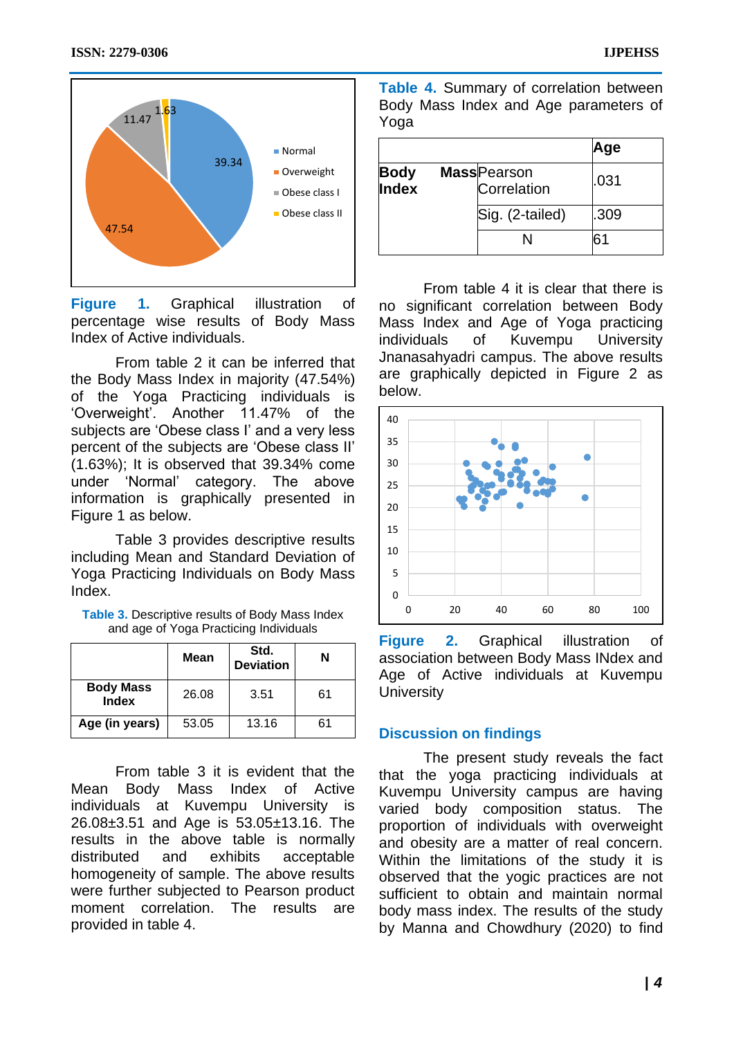**Figure 1.** Graphical illustration of percentage wise results of Body Mass Index of Active individuals.

From table 2 it can be inferred that the Body Mass Index in majority (47.54%) of the Yoga Practicing individuals is 'Overweight'. Another 11.47% of the subjects are 'Obese class I' and a very less percent of the subjects are 'Obese class II' (1.63%); It is observed that 39.34% come under 'Normal' category. The above information is graphically presented in Figure 1 as below.

Table 3 provides descriptive results including Mean and Standard Deviation of Yoga Practicing Individuals on Body Mass Index.

**Table 3.** Descriptive results of Body Mass Index and age of Yoga Practicing Individuals

| | Mean | Std. Deviation | N |
|---|---|---|---|
| **Body Mass Index** | 26.08 | 3.51 | 61 |
| **Age (in years)** | 53.05 | 13.16 | 61 |

From table 3 it is evident that the Mean Body Mass Index of Active individuals at Kuvempu University is 26.08±3.51 and Age is 53.05±13.16. The results in the above table is normally distributed and exhibits acceptable homogeneity of sample. The above results were further subjected to Pearson product moment correlation. The results are provided in table 4.

**Table 4.** Summary of correlation between Body Mass Index and Age parameters of Yoga

| | | Age |
|---|---|---|
| **Body Mass Index** | Pearson Correlation | .031 |
| | Sig. (2-tailed) | .309 |
| | N | 61 |

From table 4 it is clear that there is no significant correlation between Body Mass Index and Age of Yoga practicing individuals of Kuvempu University Jnanasahyadri campus. The above results are graphically depicted in Figure 2 as below.

**Figure 2.** Graphical illustration of association between Body Mass INdex and Age of Active individuals at Kuvempu University

## Discussion on findings

The present study reveals the fact that the yoga practicing individuals at Kuvempu University campus are having varied body composition status. The proportion of individuals with overweight and obesity are a matter of real concern. Within the limitations of the study it is observed that the yogic practices are not sufficient to obtain and maintain normal body mass index. The results of the study by Manna and Chowdhury (2020) to find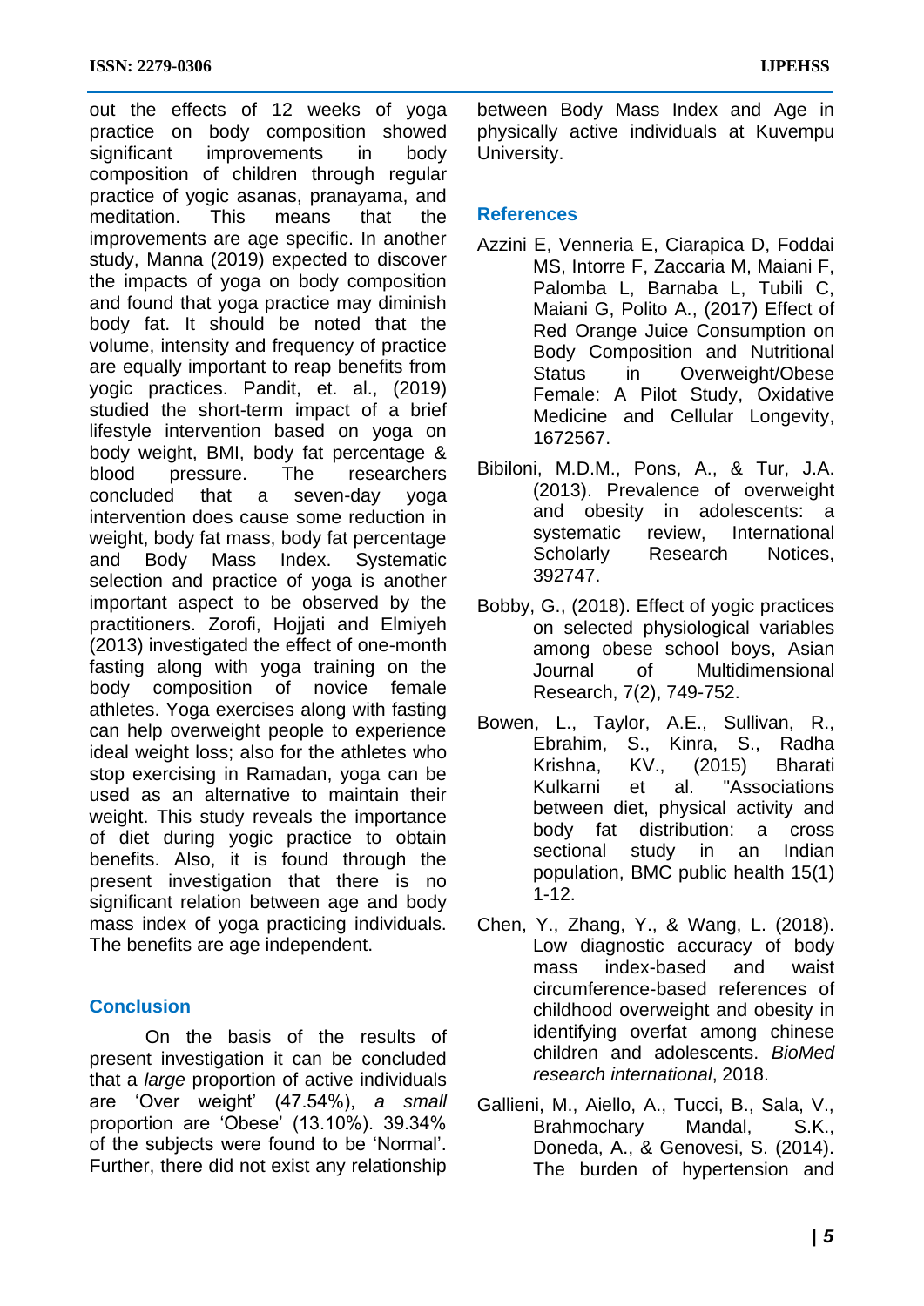out the effects of 12 weeks of yoga practice on body composition showed significant improvements in body composition of children through regular practice of yogic asanas, pranayama, and meditation. This means that the improvements are age specific. In another study, Manna (2019) expected to discover the impacts of yoga on body composition and found that yoga practice may diminish body fat. It should be noted that the volume, intensity and frequency of practice are equally important to reap benefits from yogic practices. Pandit, et. al., (2019) studied the short-term impact of a brief lifestyle intervention based on yoga on body weight, BMI, body fat percentage & blood pressure. The researchers concluded that a seven-day yoga intervention does cause some reduction in weight, body fat mass, body fat percentage and Body Mass Index. Systematic selection and practice of yoga is another important aspect to be observed by the practitioners. Zorofi, Hojjati and Elmiyeh (2013) investigated the effect of one-month fasting along with yoga training on the body composition of novice female athletes. Yoga exercises along with fasting can help overweight people to experience ideal weight loss; also for the athletes who stop exercising in Ramadan, yoga can be used as an alternative to maintain their weight. This study reveals the importance of diet during yogic practice to obtain benefits. Also, it is found through the present investigation that there is no significant relation between age and body mass index of yoga practicing individuals. The benefits are age independent.

## Conclusion

On the basis of the results of present investigation it can be concluded that a *large* proportion of active individuals are 'Over weight' (47.54%), *a small* proportion are 'Obese' (13.10%). 39.34% of the subjects were found to be 'Normal'. Further, there did not exist any relationship between Body Mass Index and Age in physically active individuals at Kuvempu University.

## References

Azzini E, Venneria E, Ciarapica D, Foddai MS, Intorre F, Zaccaria M, Maiani F, Palomba L, Barnaba L, Tubili C, Maiani G, Polito A., (2017) Effect of Red Orange Juice Consumption on Body Composition and Nutritional Status in Overweight/Obese Female: A Pilot Study, Oxidative Medicine and Cellular Longevity, 1672567.

Bibiloni, M.D.M., Pons, A., & Tur, J.A. (2013). Prevalence of overweight and obesity in adolescents: a systematic review, International Scholarly Research Notices, 392747.

Bobby, G., (2018). Effect of yogic practices on selected physiological variables among obese school boys, Asian Journal of Multidimensional Research, 7(2), 749-752.

Bowen, L., Taylor, A.E., Sullivan, R., Ebrahim, S., Kinra, S., Radha Krishna, KV., (2015) Bharati Kulkarni et al. "Associations between diet, physical activity and body fat distribution: a cross sectional study in an Indian population, BMC public health 15(1) 1-12.

Chen, Y., Zhang, Y., & Wang, L. (2018). Low diagnostic accuracy of body mass index-based and waist circumference-based references of childhood overweight and obesity in identifying overfat among chinese children and adolescents. *BioMed research international*, 2018.

Gallieni, M., Aiello, A., Tucci, B., Sala, V., Brahmochary Mandal, S.K., Doneda, A., & Genovesi, S. (2014). The burden of hypertension and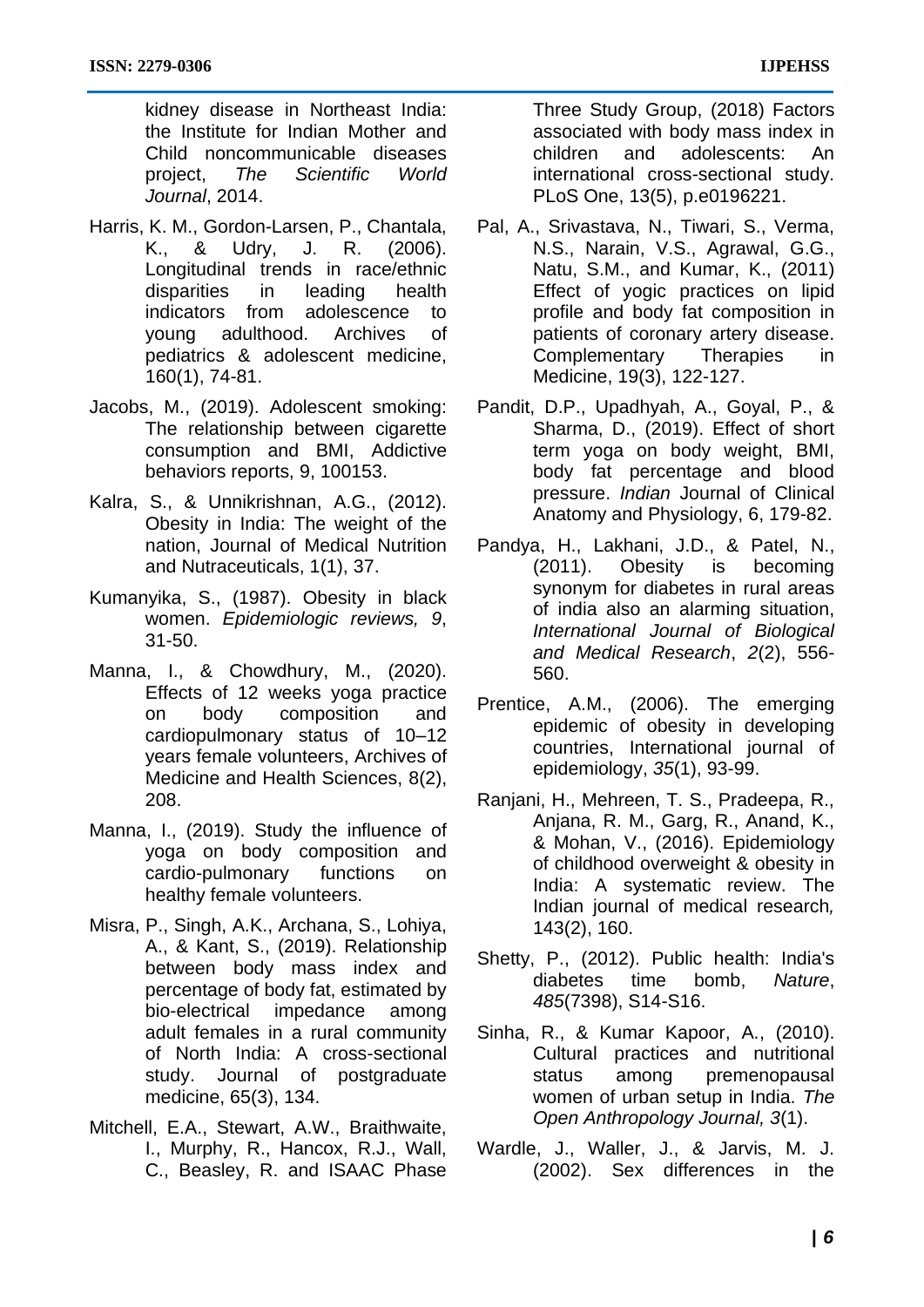kidney disease in Northeast India: the Institute for Indian Mother and Child noncommunicable diseases project, *The Scientific World Journal*, 2014.

Harris, K. M., Gordon-Larsen, P., Chantala, K., & Udry, J. R. (2006). Longitudinal trends in race/ethnic disparities in leading health indicators from adolescence to young adulthood. Archives of pediatrics & adolescent medicine, 160(1), 74-81.

Jacobs, M., (2019). Adolescent smoking: The relationship between cigarette consumption and BMI, Addictive behaviors reports, 9, 100153.

Kalra, S., & Unnikrishnan, A.G., (2012). Obesity in India: The weight of the nation, Journal of Medical Nutrition and Nutraceuticals, 1(1), 37.

Kumanyika, S., (1987). Obesity in black women. *Epidemiologic reviews, 9*, 31-50.

Manna, I., & Chowdhury, M., (2020). Effects of 12 weeks yoga practice on body composition and cardiopulmonary status of 10–12 years female volunteers, Archives of Medicine and Health Sciences, 8(2), 208.

Manna, I., (2019). Study the influence of yoga on body composition and cardio-pulmonary functions on healthy female volunteers.

Misra, P., Singh, A.K., Archana, S., Lohiya, A., & Kant, S., (2019). Relationship between body mass index and percentage of body fat, estimated by bio-electrical impedance among adult females in a rural community of North India: A cross-sectional study. Journal of postgraduate medicine, 65(3), 134.

Mitchell, E.A., Stewart, A.W., Braithwaite, I., Murphy, R., Hancox, R.J., Wall, C., Beasley, R. and ISAAC Phase Three Study Group, (2018) Factors associated with body mass index in children and adolescents: An international cross-sectional study. PLoS One, 13(5), p.e0196221.

Pal, A., Srivastava, N., Tiwari, S., Verma, N.S., Narain, V.S., Agrawal, G.G., Natu, S.M., and Kumar, K., (2011) Effect of yogic practices on lipid profile and body fat composition in patients of coronary artery disease. Complementary Therapies in Medicine, 19(3), 122-127.

Pandit, D.P., Upadhyah, A., Goyal, P., & Sharma, D., (2019). Effect of short term yoga on body weight, BMI, body fat percentage and blood pressure. *Indian* Journal of Clinical Anatomy and Physiology, 6, 179-82.

Pandya, H., Lakhani, J.D., & Patel, N., (2011). Obesity is becoming synonym for diabetes in rural areas of india also an alarming situation, *International Journal of Biological and Medical Research*, *2*(2), 556-560.

Prentice, A.M., (2006). The emerging epidemic of obesity in developing countries, International journal of epidemiology, *35*(1), 93-99.

Ranjani, H., Mehreen, T. S., Pradeepa, R., Anjana, R. M., Garg, R., Anand, K., & Mohan, V., (2016). Epidemiology of childhood overweight & obesity in India: A systematic review. The Indian journal of medical research, 143(2), 160.

Shetty, P., (2012). Public health: India's diabetes time bomb, *Nature*, *485*(7398), S14-S16.

Sinha, R., & Kumar Kapoor, A., (2010). Cultural practices and nutritional status among premenopausal women of urban setup in India. *The Open Anthropology Journal, 3*(1).

Wardle, J., Waller, J., & Jarvis, M. J. (2002). Sex differences in the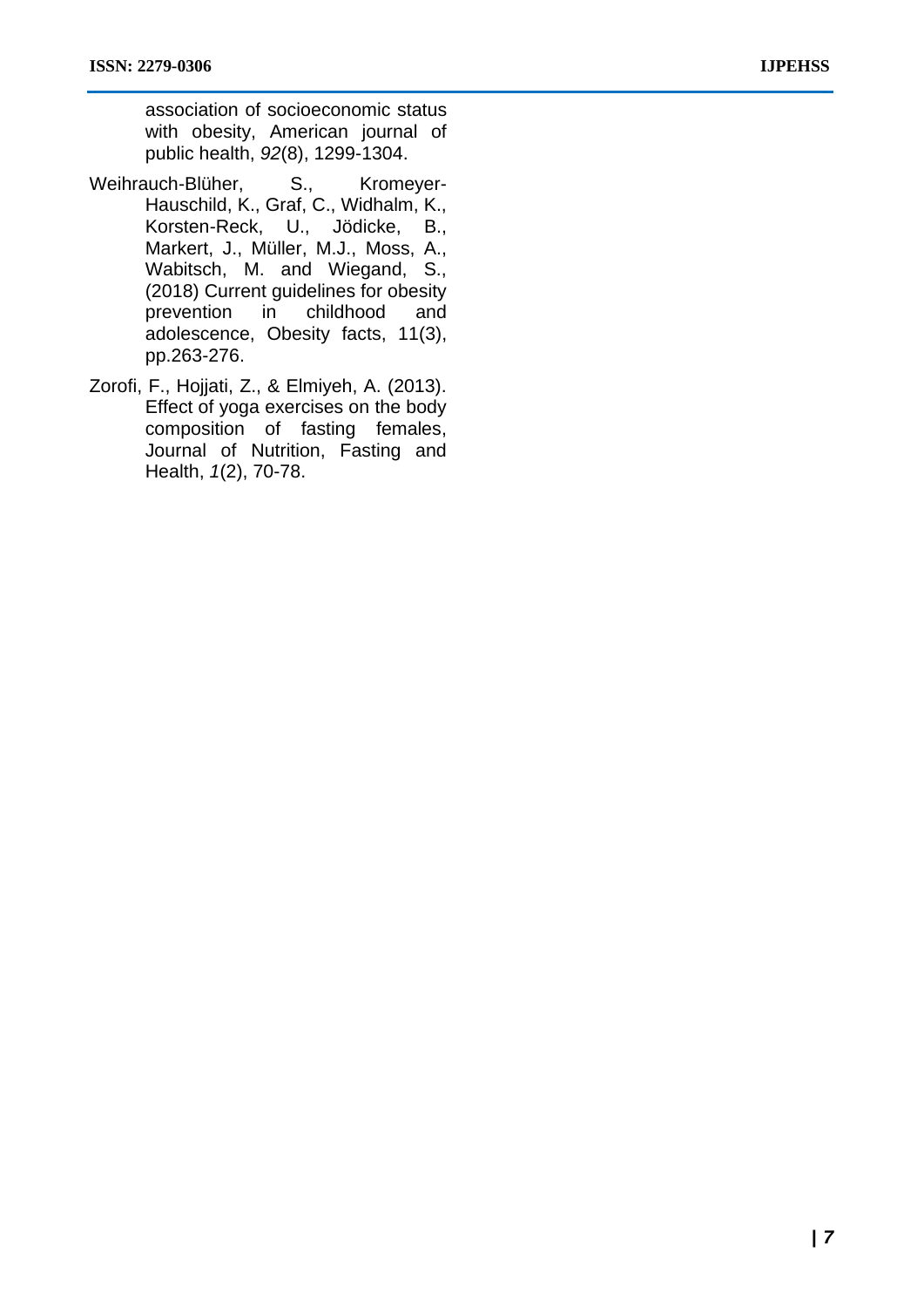association of socioeconomic status with obesity, American journal of public health, *92*(8), 1299-1304.

Weihrauch-Blüher, S., Kromeyer-Hauschild, K., Graf, C., Widhalm, K., Korsten-Reck, U., Jödicke, B., Markert, J., Müller, M.J., Moss, A., Wabitsch, M. and Wiegand, S., (2018) Current guidelines for obesity prevention in childhood and adolescence, Obesity facts, 11(3), pp.263-276.

Zorofi, F., Hojjati, Z., & Elmiyeh, A. (2013). Effect of yoga exercises on the body composition of fasting females, Journal of Nutrition, Fasting and Health, *1*(2), 70-78.